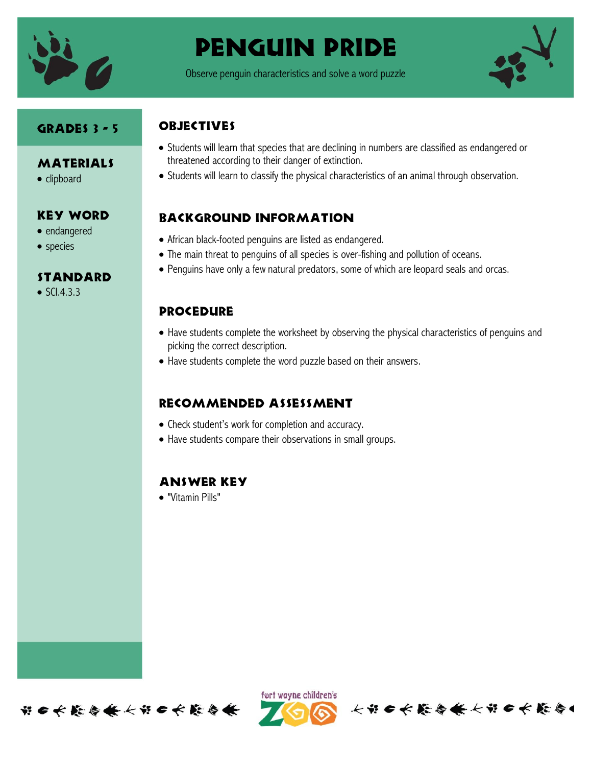# Penguin Pride

Observe penguin characteristics and solve a word puzzle

## Grades 3 - 5

## Materials

- clipboard

## Key Word

- endangered
- species

## Standard

- SCI.4.3.3

## Objectives

- Students will learn that species that are declining in numbers are classified as endangered or threatened according to their danger of extinction.
- Students will learn to classify the physical characteristics of an animal through observation.

## Background Information

- African black-footed penguins are listed as endangered.
- The main threat to penguins of all species is over-fishing and pollution of oceans.
- Penguins have only a few natural predators, some of which are leopard seals and orcas.

## Procedure

- Have students complete the worksheet by observing the physical characteristics of penguins and picking the correct description.
- Have students complete the word puzzle based on their answers.

## Recommended Assessment

- Check student's work for completion and accuracy.
- Have students compare their observations in small groups.

## Answer Key

- "Vitamin Pills"

fort wayne children's ZOO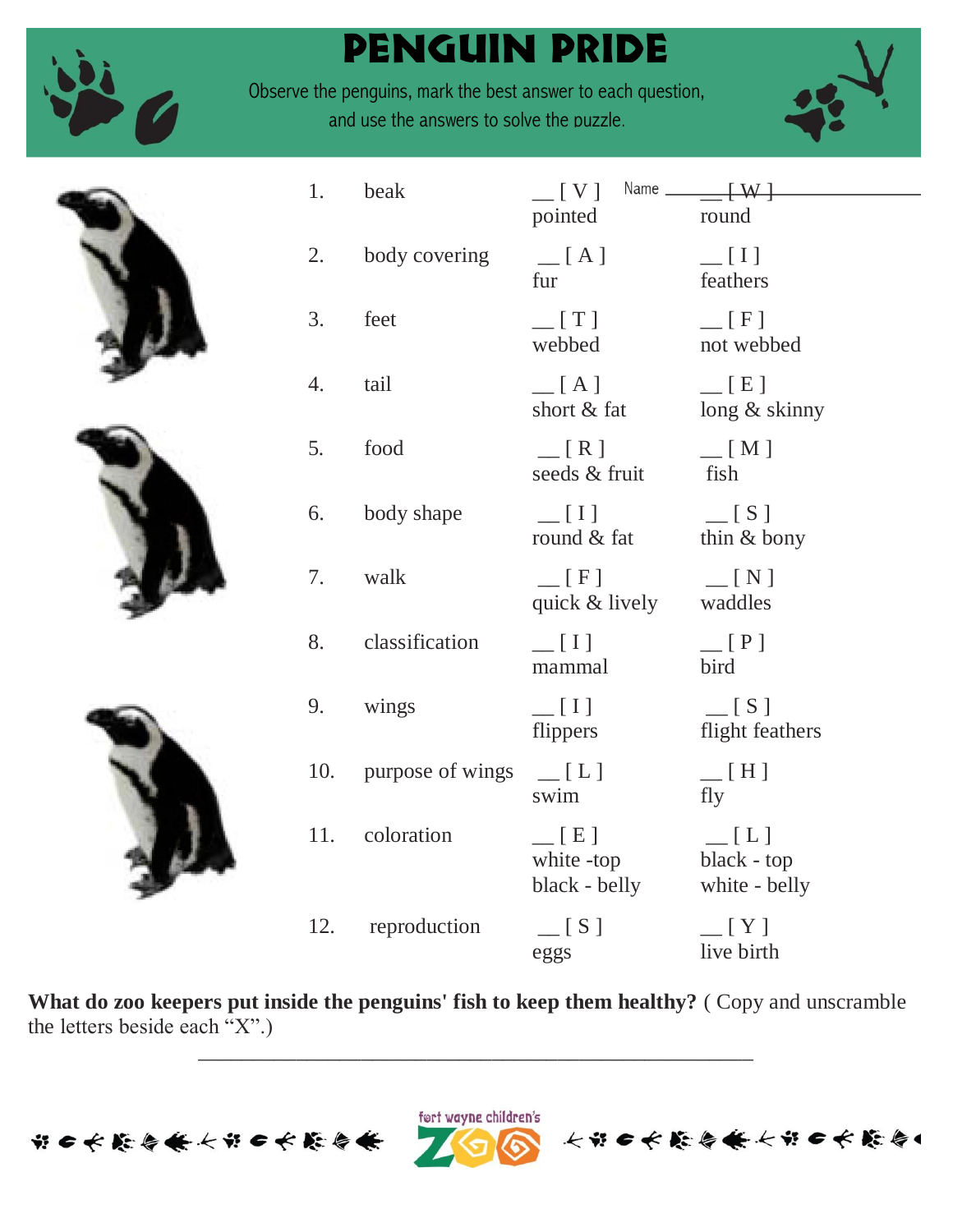# PENGUIN PRIDE

Observe the penguins, mark the best answer to each question, and use the answers to solve the puzzle.

Name ___________________________

| | | | |
|---|---|---|---|
| 1. | beak | __ [ V ] pointed | __ [ W ] round |
| 2. | body covering | __ [ A ] fur | __ [ I ] feathers |
| 3. | feet | __ [ T ] webbed | __ [ F ] not webbed |
| 4. | tail | __ [ A ] short & fat | __ [ E ] long & skinny |
| 5. | food | __ [ R ] seeds & fruit | __ [ M ] fish |
| 6. | body shape | __ [ I ] round & fat | __ [ S ] thin & bony |
| 7. | walk | __ [ F ] quick & lively | __ [ N ] waddles |
| 8. | classification | __ [ I ] mammal | __ [ P ] bird |
| 9. | wings | __ [ I ] flippers | __ [ S ] flight feathers |
| 10. | purpose of wings | __ [ L ] swim | __ [ H ] fly |
| 11. | coloration | __ [ E ] white -top black - belly | __ [ L ] black - top white - belly |
| 12. | reproduction | __ [ S ] eggs | __ [ Y ] live birth |

**What do zoo keepers put inside the penguins' fish to keep them healthy?** ( Copy and unscramble the letters beside each "X".)

_______________________________________________

fort wayne children's ZOO